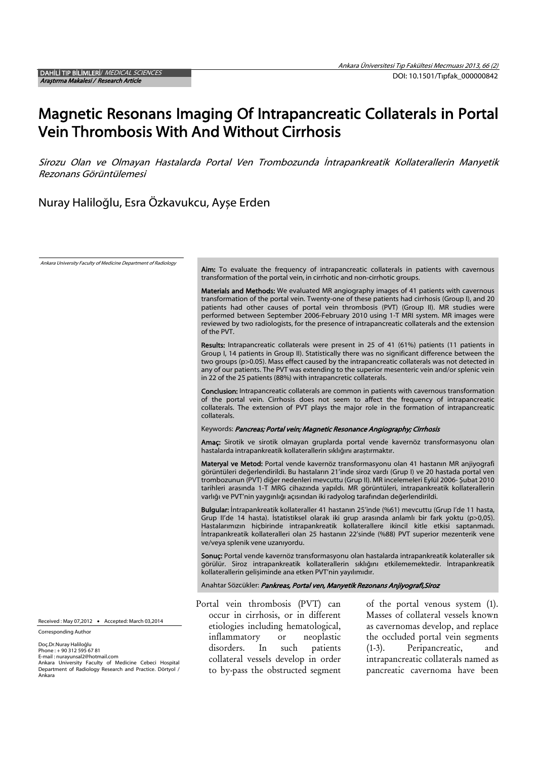**DAHİLİ TIP BİLİMLERİ**/ *MEDICAL SCIENCES*
*Araştırma Makalesi / Research Article*

DOI: 10.1501/Tıpfak_000000842

# Magnetic Resonans Imaging Of Intrapancreatic Collaterals in Portal Vein Thrombosis With And Without Cirrhosis

*Sirozu Olan ve Olmayan Hastalarda Portal Ven Trombozunda İntrapankreatik Kollaterallerin Manyetik Rezonans Görüntülemesi*

Nuray Haliloğlu, Esra Özkavukcu, Ayşe Erden

*Ankara University Faculty of Medicine Department of Radiology*

**Aim:** To evaluate the frequency of intrapancreatic collaterals in patients with cavernous transformation of the portal vein, in cirrhotic and non-cirrhotic groups.

**Materials and Methods:** We evaluated MR angiography images of 41 patients with cavernous transformation of the portal vein. Twenty-one of these patients had cirrhosis (Group I), and 20 patients had other causes of portal vein thrombosis (PVT) (Group II). MR studies were performed between September 2006-February 2010 using 1-T MRI system. MR images were reviewed by two radiologists, for the presence of intrapancreatic collaterals and the extension of the PVT.

**Results:** Intrapancreatic collaterals were present in 25 of 41 (61%) patients (11 patients in Group I, 14 patients in Group II). Statistically there was no significant difference between the two groups ($p>0.05$). Mass effect caused by the intrapancreatic collaterals was not detected in any of our patients. The PVT was extending to the superior mesenteric vein and/or splenic vein in 22 of the 25 patients (88%) with intrapancretic collaterals.

**Conclusion:** Intrapancreatic collaterals are common in patients with cavernous transformation of the portal vein. Cirrhosis does not seem to affect the frequency of intrapancreatic collaterals. The extension of PVT plays the major role in the formation of intrapancreatic collaterals.

Keywords: ***Pancreas; Portal vein; Magnetic Resonance Angiography; Cirrhosis***

**Amaç:** Sirotik ve sirotik olmayan gruplarda portal vende kavernöz transformasyonu olan hastalarda intrapankreatik kollaterallerin sıklığını araştırmaktır.

**Materyal ve Metod:** Portal vende kavernöz transformasyonu olan 41 hastanın MR anjiyografi görüntüleri değerlendirildi. Bu hastaların 21'inde siroz vardı (Grup I) ve 20 hastada portal ven trombozunun (PVT) diğer nedenleri mevcuttu (Grup II). MR incelemeleri Eylül 2006- Şubat 2010 tarihleri arasında 1-T MRG cihazında yapıldı. MR görüntüleri, intrapankreatik kollaterallerin varlığı ve PVT'nin yaygınlığı açısından iki radyolog tarafından değerlendirildi.

**Bulgular:** İntrapankreatik kollateraller 41 hastanın 25'inde (%61) mevcuttu (Grup I'de 11 hasta, Grup II'de 14 hasta). İstatistiksel olarak iki grup arasında anlamlı bir fark yoktu ($p>0,05$). Hastalarımızın hiçbirinde intrapankreatik kollaterallere ikincil kitle etkisi saptanmadı. İntrapankreatik kollateralleri olan 25 hastanın 22'sinde (%88) PVT superior mezenterik vene ve/veya splenik vene uzanıyordu.

**Sonuç:** Portal vende kavernöz transformasyonu olan hastalarda intrapankreatik kolateraller sık görülür. Siroz intrapankreatik kollaterallerin sıklığını etkilememektedir. İntrapankreatik kollaterallerin gelişiminde ana etken PVT'nin yayılımıdır.

Anahtar Sözcükler: ***Pankreas, Portal ven, Manyetik Rezonans Anjiyografi,Siroz***

Portal vein thrombosis (PVT) can occur in cirrhosis, or in different etiologies including hematological, inflammatory or neoplastic disorders. In such patients collateral vessels develop in order to by-pass the obstructed segment of the portal venous system (1). Masses of collateral vessels known as cavernomas develop, and replace the occluded portal vein segments (1-3). Peripancreatic, and intrapancreatic collaterals named as pancreatic cavernoma have been

Received : May 07,2012 • Accepted: March 03,2014

Corresponding Author

Doç.Dr.Nuray Haliloğlu
Phone : + 90 312 595 67 81
E-mail : nurayunsal2@hotmail.com
Ankara University Faculty of Medicine Cebeci Hospital Department of Radiology Research and Practice. Dörtyol / Ankara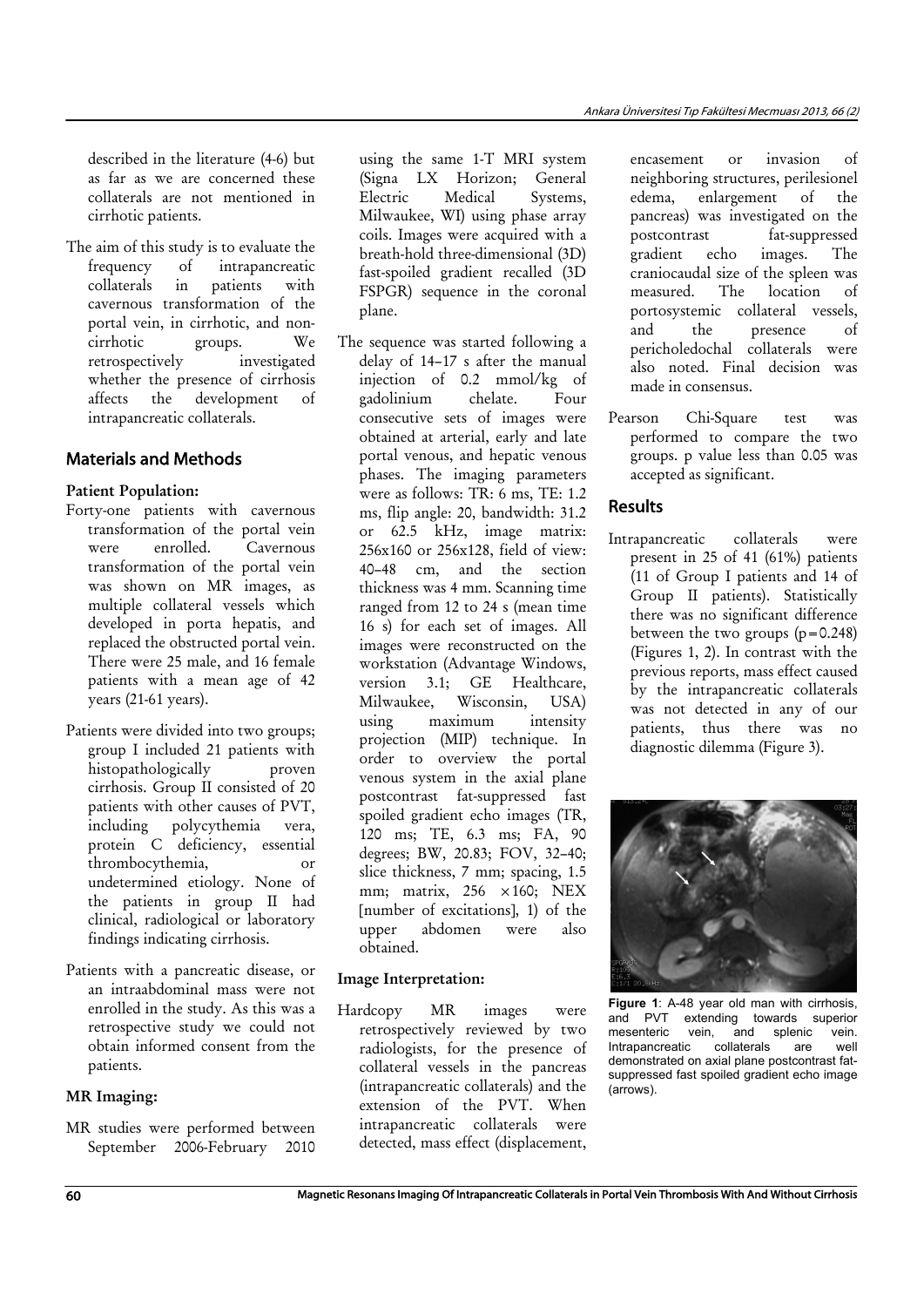described in the literature (4-6) but as far as we are concerned these collaterals are not mentioned in cirrhotic patients.

The aim of this study is to evaluate the frequency of intrapancreatic collaterals in patients with cavernous transformation of the portal vein, in cirrhotic, and non-cirrhotic groups. We retrospectively investigated whether the presence of cirrhosis affects the development of intrapancreatic collaterals.

## Materials and Methods

### Patient Population:

Forty-one patients with cavernous transformation of the portal vein were enrolled. Cavernous transformation of the portal vein was shown on MR images, as multiple collateral vessels which developed in porta hepatis, and replaced the obstructed portal vein. There were 25 male, and 16 female patients with a mean age of 42 years (21-61 years).

Patients were divided into two groups; group I included 21 patients with histopathologically proven cirrhosis. Group II consisted of 20 patients with other causes of PVT, including polycythemia vera, protein C deficiency, essential thrombocythemia, or undetermined etiology. None of the patients in group II had clinical, radiological or laboratory findings indicating cirrhosis.

Patients with a pancreatic disease, or an intraabdominal mass were not enrolled in the study. As this was a retrospective study we could not obtain informed consent from the patients.

### MR Imaging:

MR studies were performed between September 2006-February 2010 using the same 1-T MRI system (Signa LX Horizon; General Electric Medical Systems, Milwaukee, WI) using phase array coils. Images were acquired with a breath-hold three-dimensional (3D) fast-spoiled gradient recalled (3D FSPGR) sequence in the coronal plane.

The sequence was started following a delay of 14–17 s after the manual injection of 0.2 mmol/kg of gadolinium chelate. Four consecutive sets of images were obtained at arterial, early and late portal venous, and hepatic venous phases. The imaging parameters were as follows: TR: 6 ms, TE: 1.2 ms, flip angle: 20, bandwidth: 31.2 or 62.5 kHz, image matrix: 256x160 or 256x128, field of view: 40–48 cm, and the section thickness was 4 mm. Scanning time ranged from 12 to 24 s (mean time 16 s) for each set of images. All images were reconstructed on the workstation (Advantage Windows, version 3.1; GE Healthcare, Milwaukee, Wisconsin, USA) using maximum intensity projection (MIP) technique. In order to overview the portal venous system in the axial plane postcontrast fat-suppressed fast spoiled gradient echo images (TR, 120 ms; TE, 6.3 ms; FA, 90 degrees; BW, 20.83; FOV, 32–40; slice thickness, 7 mm; spacing, 1.5 mm; matrix, 256 ×160; NEX [number of excitations], 1) of the upper abdomen were also obtained.

### Image Interpretation:

Hardcopy MR images were retrospectively reviewed by two radiologists, for the presence of collateral vessels in the pancreas (intrapancreatic collaterals) and the extension of the PVT. When intrapancreatic collaterals were detected, mass effect (displacement, encasement or invasion of neighboring structures, perilesionel edema, enlargement of the pancreas) was investigated on the postcontrast fat-suppressed gradient echo images. The craniocaudal size of the spleen was measured. The location of portosystemic collateral vessels, and the presence of pericholedochal collaterals were also noted. Final decision was made in consensus.

Pearson Chi-Square test was performed to compare the two groups. p value less than 0.05 was accepted as significant.

## Results

Intrapancreatic collaterals were present in 25 of 41 (61%) patients (11 of Group I patients and 14 of Group II patients). Statistically there was no significant difference between the two groups ($p=0.248$) (Figures 1, 2). In contrast with the previous reports, mass effect caused by the intrapancreatic collaterals was not detected in any of our patients, thus there was no diagnostic dilemma (Figure 3).

**Figure 1**: A-48 year old man with cirrhosis, and PVT extending towards superior mesenteric vein, and splenic vein. Intrapancreatic collaterals are well demonstrated on axial plane postcontrast fat-suppressed fast spoiled gradient echo image (arrows).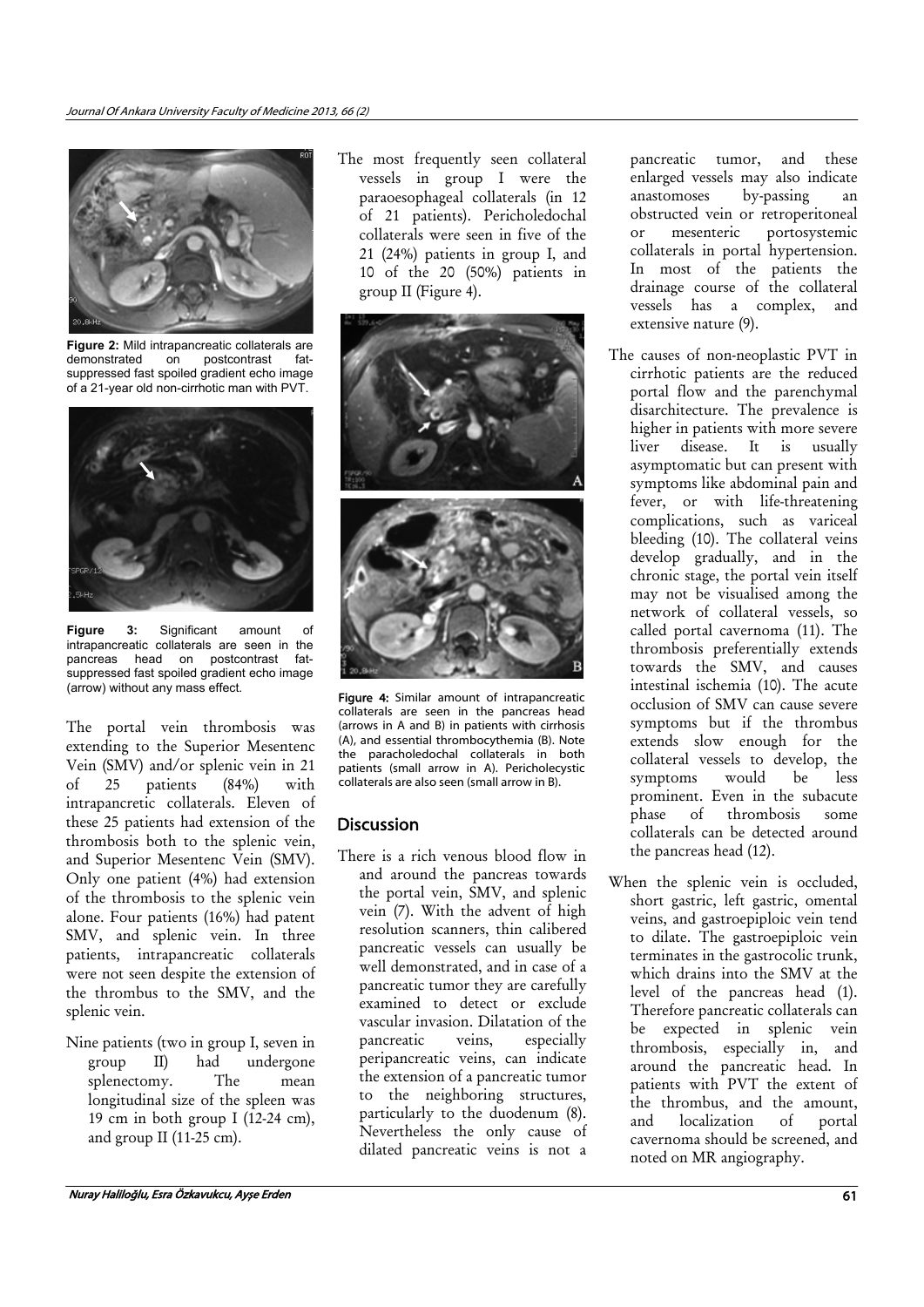**Figure 2:** Mild intrapancreatic collaterals are demonstrated on postcontrast fat-suppressed fast spoiled gradient echo image of a 21-year old non-cirrhotic man with PVT.

**Figure 3:** Significant amount of intrapancreatic collaterals are seen in the pancreas head on postcontrast fat-suppressed fast spoiled gradient echo image (arrow) without any mass effect.

The portal vein thrombosis was extending to the Superior Mesentenc Vein (SMV) and/or splenic vein in 21 of 25 patients (84%) with intrapancretic collaterals. Eleven of these 25 patients had extension of the thrombosis both to the splenic vein, and Superior Mesentenc Vein (SMV). Only one patient (4%) had extension of the thrombosis to the splenic vein alone. Four patients (16%) had patent SMV, and splenic vein. In three patients, intrapancreatic collaterals were not seen despite the extension of the thrombus to the SMV, and the splenic vein.

Nine patients (two in group I, seven in group II) had undergone splenectomy. The mean longitudinal size of the spleen was 19 cm in both group I (12-24 cm), and group II (11-25 cm).

The most frequently seen collateral vessels in group I were the paraoesophageal collaterals (in 12 of 21 patients). Pericholedochal collaterals were seen in five of the 21 (24%) patients in group I, and 10 of the 20 (50%) patients in group II (Figure 4).

**Figure 4:** Similar amount of intrapancreatic collaterals are seen in the pancreas head (arrows in A and B) in patients with cirrhosis (A), and essential thrombocythemia (B). Note the paracholedochal collaterals in both patients (small arrow in A). Pericholecystic collaterals are also seen (small arrow in B).

## Discussion

There is a rich venous blood flow in and around the pancreas towards the portal vein, SMV, and splenic vein (7). With the advent of high resolution scanners, thin calibered pancreatic vessels can usually be well demonstrated, and in case of a pancreatic tumor they are carefully examined to detect or exclude vascular invasion. Dilatation of the pancreatic veins, especially peripancreatic veins, can indicate the extension of a pancreatic tumor to the neighboring structures, particularly to the duodenum (8). Nevertheless the only cause of dilated pancreatic veins is not a pancreatic tumor, and these enlarged vessels may also indicate anastomoses by-passing an obstructed vein or retroperitoneal or mesenteric portosystemic collaterals in portal hypertension. In most of the patients the drainage course of the collateral vessels has a complex, and extensive nature (9).

The causes of non-neoplastic PVT in cirrhotic patients are the reduced portal flow and the parenchymal disarchitecture. The prevalence is higher in patients with more severe liver disease. It is usually asymptomatic but can present with symptoms like abdominal pain and fever, or with life-threatening complications, such as variceal bleeding (10). The collateral veins develop gradually, and in the chronic stage, the portal vein itself may not be visualised among the network of collateral vessels, so called portal cavernoma (11). The thrombosis preferentially extends towards the SMV, and causes intestinal ischemia (10). The acute occlusion of SMV can cause severe symptoms but if the thrombus extends slow enough for the collateral vessels to develop, the symptoms would be less prominent. Even in the subacute phase of thrombosis some collaterals can be detected around the pancreas head (12).

When the splenic vein is occluded, short gastric, left gastric, omental veins, and gastroepiploic vein tend to dilate. The gastroepiploic vein terminates in the gastrocolic trunk, which drains into the SMV at the level of the pancreas head (1). Therefore pancreatic collaterals can be expected in splenic vein thrombosis, especially in, and around the pancreatic head. In patients with PVT the extent of the thrombus, and the amount, and localization of portal cavernoma should be screened, and noted on MR angiography.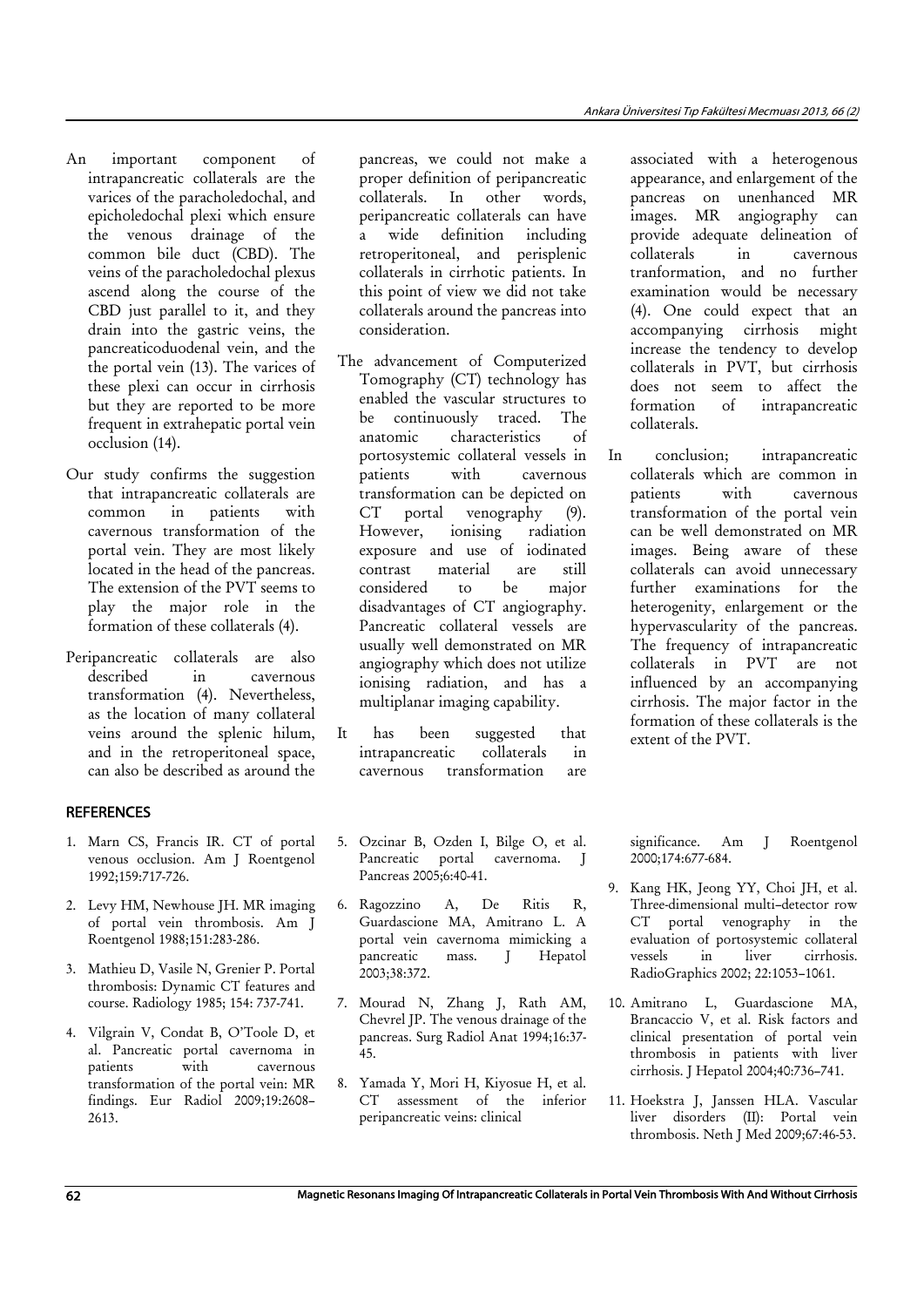An important component of intrapancreatic collaterals are the varices of the paracholedochal, and epicholedochal plexi which ensure the venous drainage of the common bile duct (CBD). The veins of the paracholedochal plexus ascend along the course of the CBD just parallel to it, and they drain into the gastric veins, the pancreaticoduodenal vein, and the the portal vein (13). The varices of these plexi can occur in cirrhosis but they are reported to be more frequent in extrahepatic portal vein occlusion (14).

Our study confirms the suggestion that intrapancreatic collaterals are common in patients with cavernous transformation of the portal vein. They are most likely located in the head of the pancreas. The extension of the PVT seems to play the major role in the formation of these collaterals (4).

Peripancreatic collaterals are also described in cavernous transformation (4). Nevertheless, as the location of many collateral veins around the splenic hilum, and in the retroperitoneal space, can also be described as around the pancreas, we could not make a proper definition of peripancreatic collaterals. In other words, peripancreatic collaterals can have a wide definition including retroperitoneal, and perisplenic collaterals in cirrhotic patients. In this point of view we did not take collaterals around the pancreas into consideration.

The advancement of Computerized Tomography (CT) technology has enabled the vascular structures to be continuously traced. The anatomic characteristics of portosystemic collateral vessels in patients with cavernous transformation can be depicted on CT portal venography (9). However, ionising radiation exposure and use of iodinated contrast material are still considered to be major disadvantages of CT angiography. Pancreatic collateral vessels are usually well demonstrated on MR angiography which does not utilize ionising radiation, and has a multiplanar imaging capability.

It has been suggested that intrapancreatic collaterals in cavernous transformation are associated with a heterogenous appearance, and enlargement of the pancreas on unenhanced MR images. MR angiography can provide adequate delineation of collaterals in cavernous tranformation, and no further examination would be necessary (4). One could expect that an accompanying cirrhosis might increase the tendency to develop collaterals in PVT, but cirrhosis does not seem to affect the formation of intrapancreatic collaterals.

In conclusion; intrapancreatic collaterals which are common in patients with cavernous transformation of the portal vein can be well demonstrated on MR images. Being aware of these collaterals can avoid unnecessary further examinations for the heterogenity, enlargement or the hypervascularity of the pancreas. The frequency of intrapancreatic collaterals in PVT are not influenced by an accompanying cirrhosis. The major factor in the formation of these collaterals is the extent of the PVT.

## REFERENCES

1. Marn CS, Francis IR. CT of portal venous occlusion. Am J Roentgenol 1992;159:717-726.
2. Levy HM, Newhouse JH. MR imaging of portal vein thrombosis. Am J Roentgenol 1988;151:283-286.
3. Mathieu D, Vasile N, Grenier P. Portal thrombosis: Dynamic CT features and course. Radiology 1985; 154: 737-741.
4. Vilgrain V, Condat B, O'Toole D, et al. Pancreatic portal cavernoma in patients with cavernous transformation of the portal vein: MR findings. Eur Radiol 2009;19:2608–2613.
5. Ozcinar B, Ozden I, Bilge O, et al. Pancreatic portal cavernoma. J Pancreas 2005;6:40-41.
6. Ragozzino A, De Ritis R, Guardascione MA, Amitrano L. A portal vein cavernoma mimicking a pancreatic mass. J Hepatol 2003;38:372.
7. Mourad N, Zhang J, Rath AM, Chevrel JP. The venous drainage of the pancreas. Surg Radiol Anat 1994;16:37-45.
8. Yamada Y, Mori H, Kiyosue H, et al. CT assessment of the inferior peripancreatic veins: clinical significance. Am J Roentgenol 2000;174:677-684.
9. Kang HK, Jeong YY, Choi JH, et al. Three-dimensional multi–detector row CT portal venography in the evaluation of portosystemic collateral vessels in liver cirrhosis. RadioGraphics 2002; 22:1053–1061.
10. Amitrano L, Guardascione MA, Brancaccio V, et al. Risk factors and clinical presentation of portal vein thrombosis in patients with liver cirrhosis. J Hepatol 2004;40:736–741.
11. Hoekstra J, Janssen HLA. Vascular liver disorders (II): Portal vein thrombosis. Neth J Med 2009;67:46-53.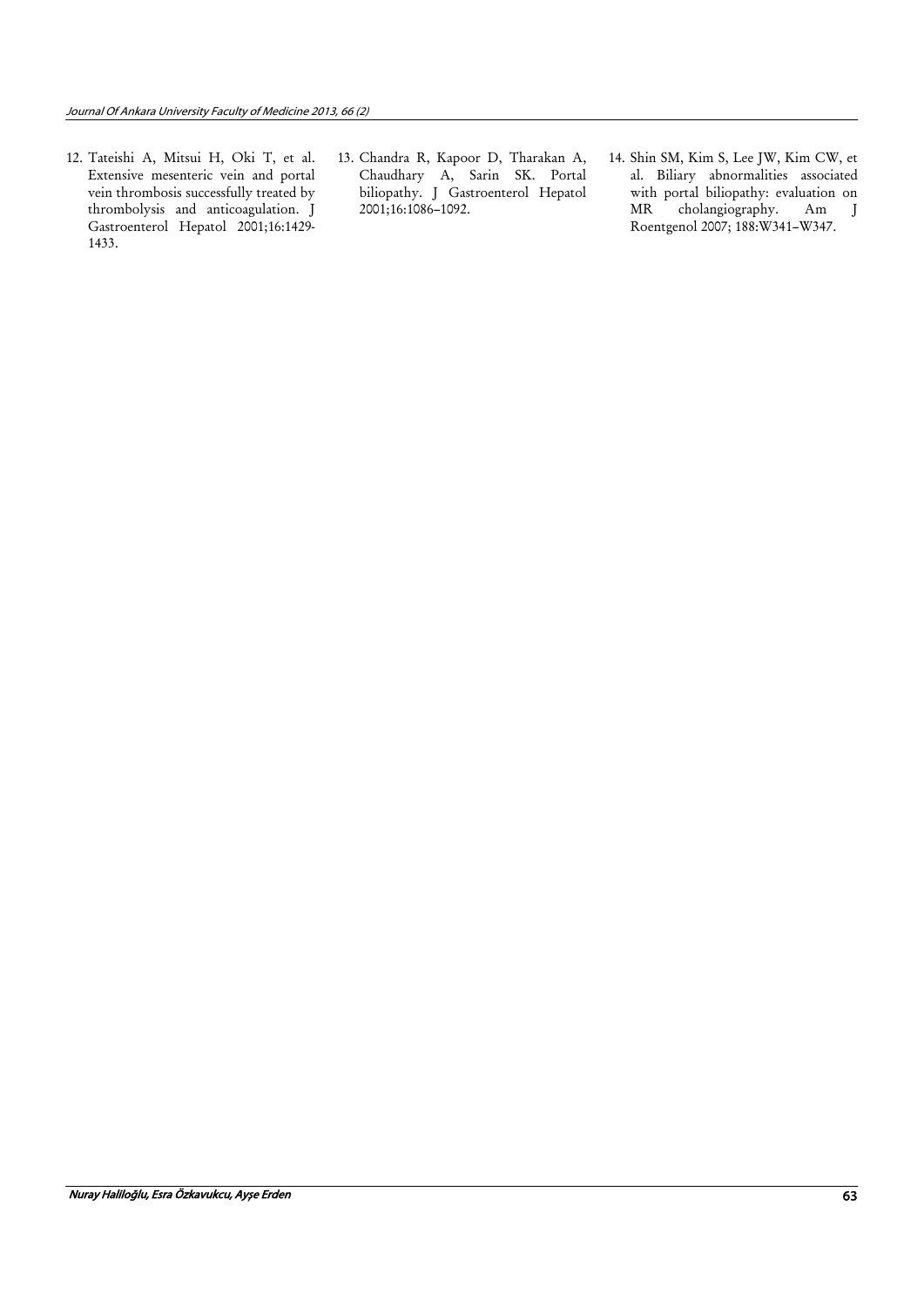12. Tateishi A, Mitsui H, Oki T, et al. Extensive mesenteric vein and portal vein thrombosis successfully treated by thrombolysis and anticoagulation. J Gastroenterol Hepatol 2001;16:1429-1433.
13. Chandra R, Kapoor D, Tharakan A, Chaudhary A, Sarin SK. Portal biliopathy. J Gastroenterol Hepatol 2001;16:1086–1092.
14. Shin SM, Kim S, Lee JW, Kim CW, et al. Biliary abnormalities associated with portal biliopathy: evaluation on MR cholangiography. Am J Roentgenol 2007; 188:W341–W347.